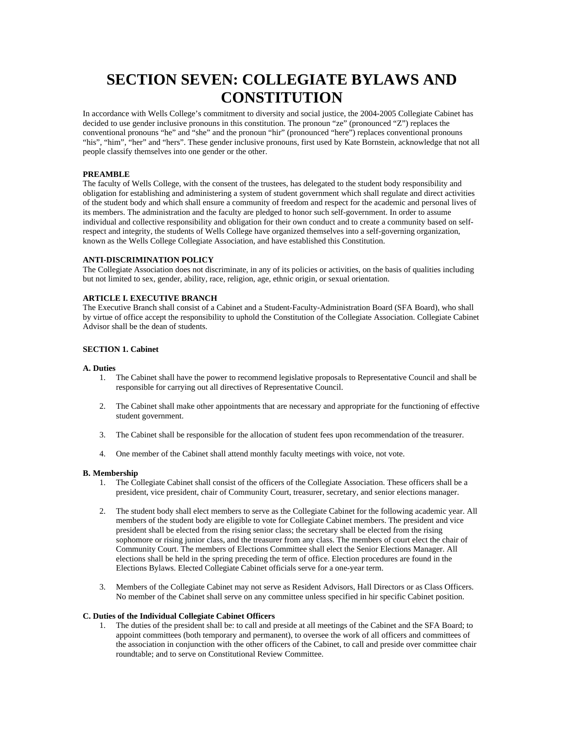# SECTION SEVEN: COLLEGIATE BYLAWS AND CONSTITUTION

In accordance with Wells College's commitment to diversity and social justice, the 2004-2005 Collegiate Cabinet has decided to use gender inclusive pronouns in this constitution. The pronoun "ze" (pronounced "Z") replaces the conventional pronouns "he" and "she" and the pronoun "hir" (pronounced "here") replaces conventional pronouns "his", "him", "her" and "hers". These gender inclusive pronouns, first used by Kate Bornstein, acknowledge that not all people classify themselves into one gender or the other.

**PREAMBLE**

The faculty of Wells College, with the consent of the trustees, has delegated to the student body responsibility and obligation for establishing and administering a system of student government which shall regulate and direct activities of the student body and which shall ensure a community of freedom and respect for the academic and personal lives of its members. The administration and the faculty are pledged to honor such self-government. In order to assume individual and collective responsibility and obligation for their own conduct and to create a community based on self-respect and integrity, the students of Wells College have organized themselves into a self-governing organization, known as the Wells College Collegiate Association, and have established this Constitution.

**ANTI-DISCRIMINATION POLICY**

The Collegiate Association does not discriminate, in any of its policies or activities, on the basis of qualities including but not limited to sex, gender, ability, race, religion, age, ethnic origin, or sexual orientation.

**ARTICLE I. EXECUTIVE BRANCH**

The Executive Branch shall consist of a Cabinet and a Student-Faculty-Administration Board (SFA Board), who shall by virtue of office accept the responsibility to uphold the Constitution of the Collegiate Association. Collegiate Cabinet Advisor shall be the dean of students.

**SECTION 1. Cabinet**

**A. Duties**

1. The Cabinet shall have the power to recommend legislative proposals to Representative Council and shall be responsible for carrying out all directives of Representative Council.
2. The Cabinet shall make other appointments that are necessary and appropriate for the functioning of effective student government.
3. The Cabinet shall be responsible for the allocation of student fees upon recommendation of the treasurer.
4. One member of the Cabinet shall attend monthly faculty meetings with voice, not vote.

**B. Membership**

1. The Collegiate Cabinet shall consist of the officers of the Collegiate Association. These officers shall be a president, vice president, chair of Community Court, treasurer, secretary, and senior elections manager.
2. The student body shall elect members to serve as the Collegiate Cabinet for the following academic year. All members of the student body are eligible to vote for Collegiate Cabinet members. The president and vice president shall be elected from the rising senior class; the secretary shall be elected from the rising sophomore or rising junior class, and the treasurer from any class. The members of court elect the chair of Community Court. The members of Elections Committee shall elect the Senior Elections Manager. All elections shall be held in the spring preceding the term of office. Election procedures are found in the Elections Bylaws. Elected Collegiate Cabinet officials serve for a one-year term.
3. Members of the Collegiate Cabinet may not serve as Resident Advisors, Hall Directors or as Class Officers. No member of the Cabinet shall serve on any committee unless specified in hir specific Cabinet position.

**C. Duties of the Individual Collegiate Cabinet Officers**

1. The duties of the president shall be: to call and preside at all meetings of the Cabinet and the SFA Board; to appoint committees (both temporary and permanent), to oversee the work of all officers and committees of the association in conjunction with the other officers of the Cabinet, to call and preside over committee chair roundtable; and to serve on Constitutional Review Committee.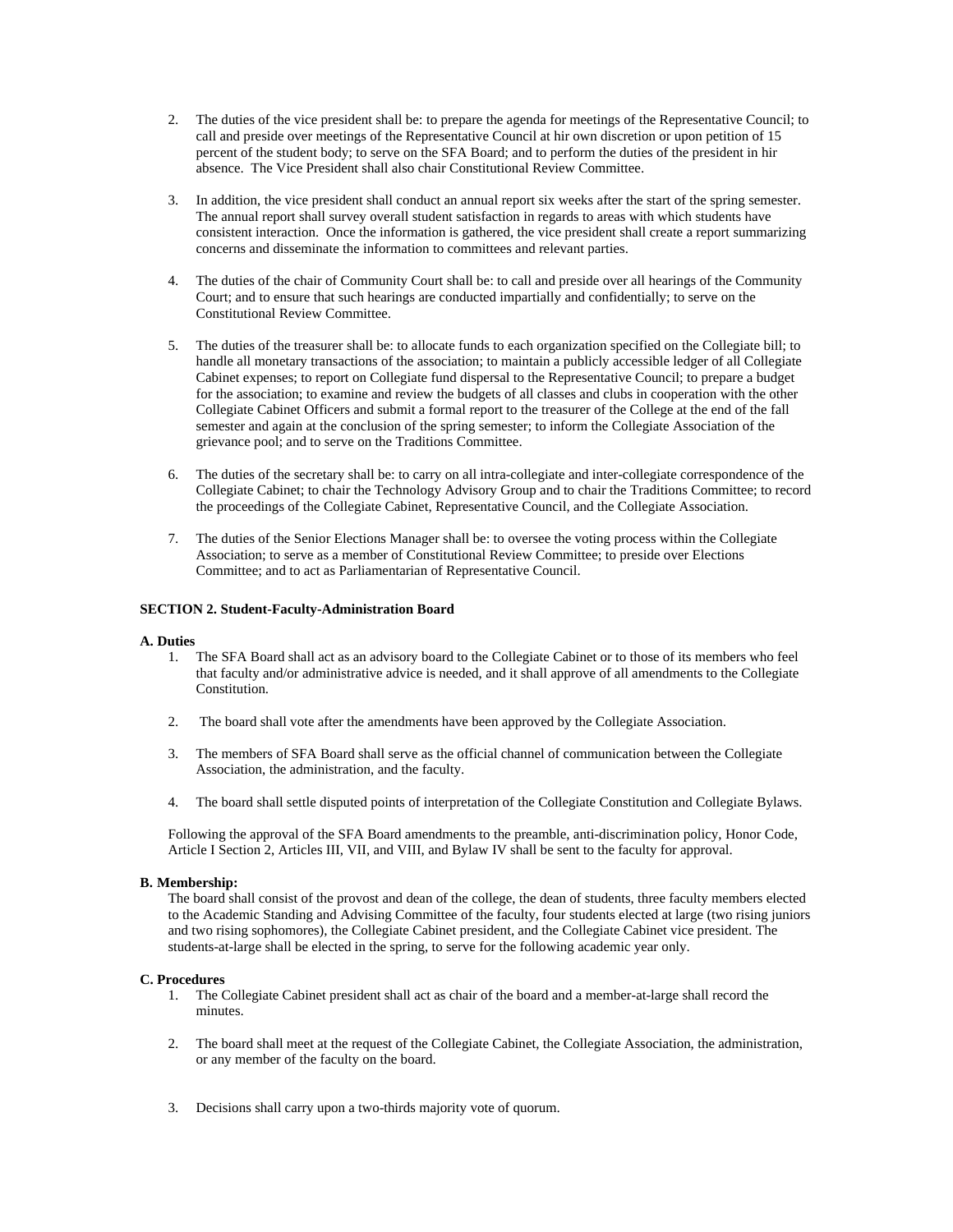2. The duties of the vice president shall be: to prepare the agenda for meetings of the Representative Council; to call and preside over meetings of the Representative Council at hir own discretion or upon petition of 15 percent of the student body; to serve on the SFA Board; and to perform the duties of the president in hir absence. The Vice President shall also chair Constitutional Review Committee.

3. In addition, the vice president shall conduct an annual report six weeks after the start of the spring semester. The annual report shall survey overall student satisfaction in regards to areas with which students have consistent interaction. Once the information is gathered, the vice president shall create a report summarizing concerns and disseminate the information to committees and relevant parties.

4. The duties of the chair of Community Court shall be: to call and preside over all hearings of the Community Court; and to ensure that such hearings are conducted impartially and confidentially; to serve on the Constitutional Review Committee.

5. The duties of the treasurer shall be: to allocate funds to each organization specified on the Collegiate bill; to handle all monetary transactions of the association; to maintain a publicly accessible ledger of all Collegiate Cabinet expenses; to report on Collegiate fund dispersal to the Representative Council; to prepare a budget for the association; to examine and review the budgets of all classes and clubs in cooperation with the other Collegiate Cabinet Officers and submit a formal report to the treasurer of the College at the end of the fall semester and again at the conclusion of the spring semester; to inform the Collegiate Association of the grievance pool; and to serve on the Traditions Committee.

6. The duties of the secretary shall be: to carry on all intra-collegiate and inter-collegiate correspondence of the Collegiate Cabinet; to chair the Technology Advisory Group and to chair the Traditions Committee; to record the proceedings of the Collegiate Cabinet, Representative Council, and the Collegiate Association.

7. The duties of the Senior Elections Manager shall be: to oversee the voting process within the Collegiate Association; to serve as a member of Constitutional Review Committee; to preside over Elections Committee; and to act as Parliamentarian of Representative Council.

**SECTION 2. Student-Faculty-Administration Board**

**A. Duties**

1. The SFA Board shall act as an advisory board to the Collegiate Cabinet or to those of its members who feel that faculty and/or administrative advice is needed, and it shall approve of all amendments to the Collegiate Constitution.

2. The board shall vote after the amendments have been approved by the Collegiate Association.

3. The members of SFA Board shall serve as the official channel of communication between the Collegiate Association, the administration, and the faculty.

4. The board shall settle disputed points of interpretation of the Collegiate Constitution and Collegiate Bylaws.

Following the approval of the SFA Board amendments to the preamble, anti-discrimination policy, Honor Code, Article I Section 2, Articles III, VII, and VIII, and Bylaw IV shall be sent to the faculty for approval.

**B. Membership:**

The board shall consist of the provost and dean of the college, the dean of students, three faculty members elected to the Academic Standing and Advising Committee of the faculty, four students elected at large (two rising juniors and two rising sophomores), the Collegiate Cabinet president, and the Collegiate Cabinet vice president. The students-at-large shall be elected in the spring, to serve for the following academic year only.

**C. Procedures**

1. The Collegiate Cabinet president shall act as chair of the board and a member-at-large shall record the minutes.

2. The board shall meet at the request of the Collegiate Cabinet, the Collegiate Association, the administration, or any member of the faculty on the board.

3. Decisions shall carry upon a two-thirds majority vote of quorum.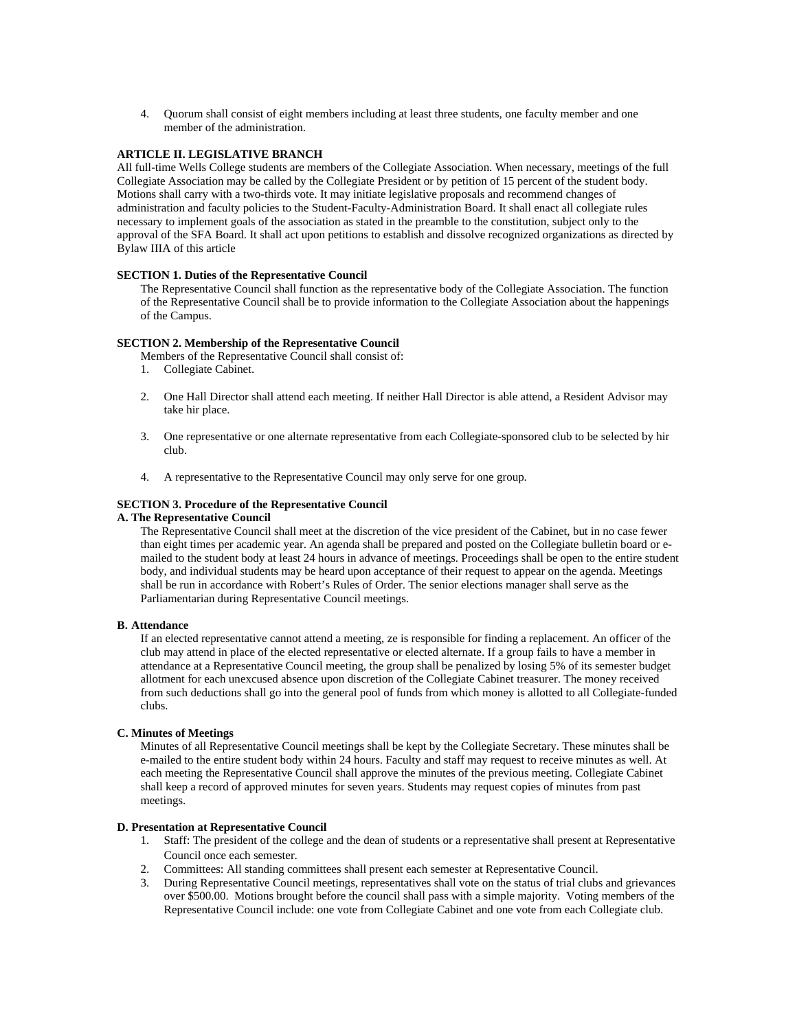4. Quorum shall consist of eight members including at least three students, one faculty member and one member of the administration.

**ARTICLE II. LEGISLATIVE BRANCH**

All full-time Wells College students are members of the Collegiate Association. When necessary, meetings of the full Collegiate Association may be called by the Collegiate President or by petition of 15 percent of the student body. Motions shall carry with a two-thirds vote. It may initiate legislative proposals and recommend changes of administration and faculty policies to the Student-Faculty-Administration Board. It shall enact all collegiate rules necessary to implement goals of the association as stated in the preamble to the constitution, subject only to the approval of the SFA Board. It shall act upon petitions to establish and dissolve recognized organizations as directed by Bylaw IIIA of this article

**SECTION 1. Duties of the Representative Council**

The Representative Council shall function as the representative body of the Collegiate Association. The function of the Representative Council shall be to provide information to the Collegiate Association about the happenings of the Campus.

**SECTION 2. Membership of the Representative Council**

Members of the Representative Council shall consist of:

1. Collegiate Cabinet.

2. One Hall Director shall attend each meeting. If neither Hall Director is able attend, a Resident Advisor may take hir place.

3. One representative or one alternate representative from each Collegiate-sponsored club to be selected by hir club.

4. A representative to the Representative Council may only serve for one group.

**SECTION 3. Procedure of the Representative Council**

**A. The Representative Council**

The Representative Council shall meet at the discretion of the vice president of the Cabinet, but in no case fewer than eight times per academic year. An agenda shall be prepared and posted on the Collegiate bulletin board or e-mailed to the student body at least 24 hours in advance of meetings. Proceedings shall be open to the entire student body, and individual students may be heard upon acceptance of their request to appear on the agenda. Meetings shall be run in accordance with Robert's Rules of Order. The senior elections manager shall serve as the Parliamentarian during Representative Council meetings.

**B. Attendance**

If an elected representative cannot attend a meeting, ze is responsible for finding a replacement. An officer of the club may attend in place of the elected representative or elected alternate. If a group fails to have a member in attendance at a Representative Council meeting, the group shall be penalized by losing 5% of its semester budget allotment for each unexcused absence upon discretion of the Collegiate Cabinet treasurer. The money received from such deductions shall go into the general pool of funds from which money is allotted to all Collegiate-funded clubs.

**C. Minutes of Meetings**

Minutes of all Representative Council meetings shall be kept by the Collegiate Secretary. These minutes shall be e-mailed to the entire student body within 24 hours. Faculty and staff may request to receive minutes as well. At each meeting the Representative Council shall approve the minutes of the previous meeting. Collegiate Cabinet shall keep a record of approved minutes for seven years. Students may request copies of minutes from past meetings.

**D. Presentation at Representative Council**

1. Staff: The president of the college and the dean of students or a representative shall present at Representative Council once each semester.
2. Committees: All standing committees shall present each semester at Representative Council.
3. During Representative Council meetings, representatives shall vote on the status of trial clubs and grievances over $500.00. Motions brought before the council shall pass with a simple majority. Voting members of the Representative Council include: one vote from Collegiate Cabinet and one vote from each Collegiate club.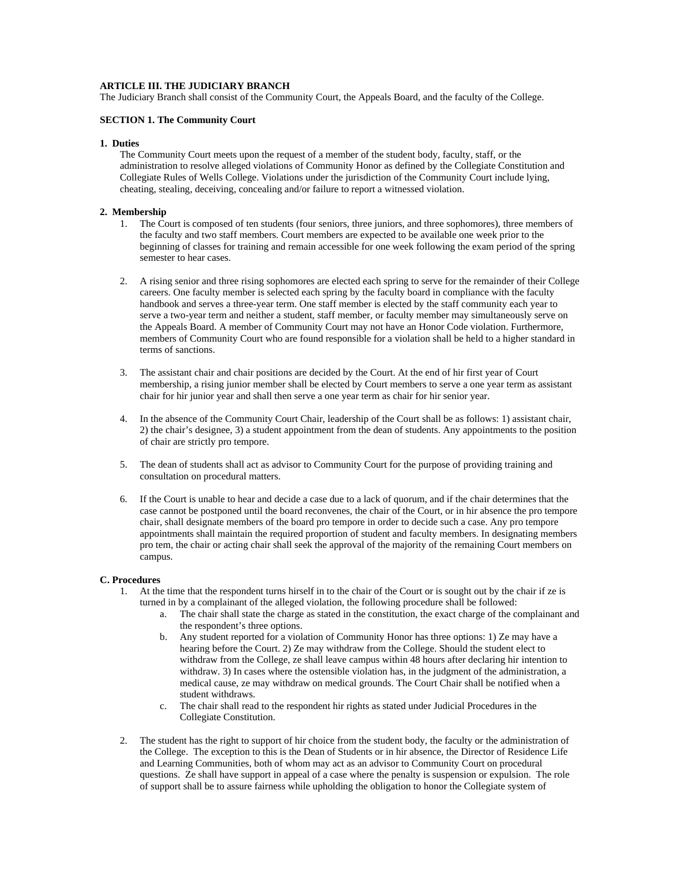**ARTICLE III. THE JUDICIARY BRANCH**
The Judiciary Branch shall consist of the Community Court, the Appeals Board, and the faculty of the College.

**SECTION 1. The Community Court**

**1. Duties**

The Community Court meets upon the request of a member of the student body, faculty, staff, or the administration to resolve alleged violations of Community Honor as defined by the Collegiate Constitution and Collegiate Rules of Wells College. Violations under the jurisdiction of the Community Court include lying, cheating, stealing, deceiving, concealing and/or failure to report a witnessed violation.

**2. Membership**

1. The Court is composed of ten students (four seniors, three juniors, and three sophomores), three members of the faculty and two staff members. Court members are expected to be available one week prior to the beginning of classes for training and remain accessible for one week following the exam period of the spring semester to hear cases.

2. A rising senior and three rising sophomores are elected each spring to serve for the remainder of their College careers. One faculty member is selected each spring by the faculty board in compliance with the faculty handbook and serves a three-year term. One staff member is elected by the staff community each year to serve a two-year term and neither a student, staff member, or faculty member may simultaneously serve on the Appeals Board. A member of Community Court may not have an Honor Code violation. Furthermore, members of Community Court who are found responsible for a violation shall be held to a higher standard in terms of sanctions.

3. The assistant chair and chair positions are decided by the Court. At the end of hir first year of Court membership, a rising junior member shall be elected by Court members to serve a one year term as assistant chair for hir junior year and shall then serve a one year term as chair for hir senior year.

4. In the absence of the Community Court Chair, leadership of the Court shall be as follows: 1) assistant chair, 2) the chair's designee, 3) a student appointment from the dean of students. Any appointments to the position of chair are strictly pro tempore.

5. The dean of students shall act as advisor to Community Court for the purpose of providing training and consultation on procedural matters.

6. If the Court is unable to hear and decide a case due to a lack of quorum, and if the chair determines that the case cannot be postponed until the board reconvenes, the chair of the Court, or in hir absence the pro tempore chair, shall designate members of the board pro tempore in order to decide such a case. Any pro tempore appointments shall maintain the required proportion of student and faculty members. In designating members pro tem, the chair or acting chair shall seek the approval of the majority of the remaining Court members on campus.

**C. Procedures**

1. At the time that the respondent turns hirself in to the chair of the Court or is sought out by the chair if ze is turned in by a complainant of the alleged violation, the following procedure shall be followed:
   a. The chair shall state the charge as stated in the constitution, the exact charge of the complainant and the respondent's three options.
   b. Any student reported for a violation of Community Honor has three options: 1) Ze may have a hearing before the Court. 2) Ze may withdraw from the College. Should the student elect to withdraw from the College, ze shall leave campus within 48 hours after declaring hir intention to withdraw. 3) In cases where the ostensible violation has, in the judgment of the administration, a medical cause, ze may withdraw on medical grounds. The Court Chair shall be notified when a student withdraws.
   c. The chair shall read to the respondent hir rights as stated under Judicial Procedures in the Collegiate Constitution.

2. The student has the right to support of hir choice from the student body, the faculty or the administration of the College. The exception to this is the Dean of Students or in hir absence, the Director of Residence Life and Learning Communities, both of whom may act as an advisor to Community Court on procedural questions. Ze shall have support in appeal of a case where the penalty is suspension or expulsion. The role of support shall be to assure fairness while upholding the obligation to honor the Collegiate system of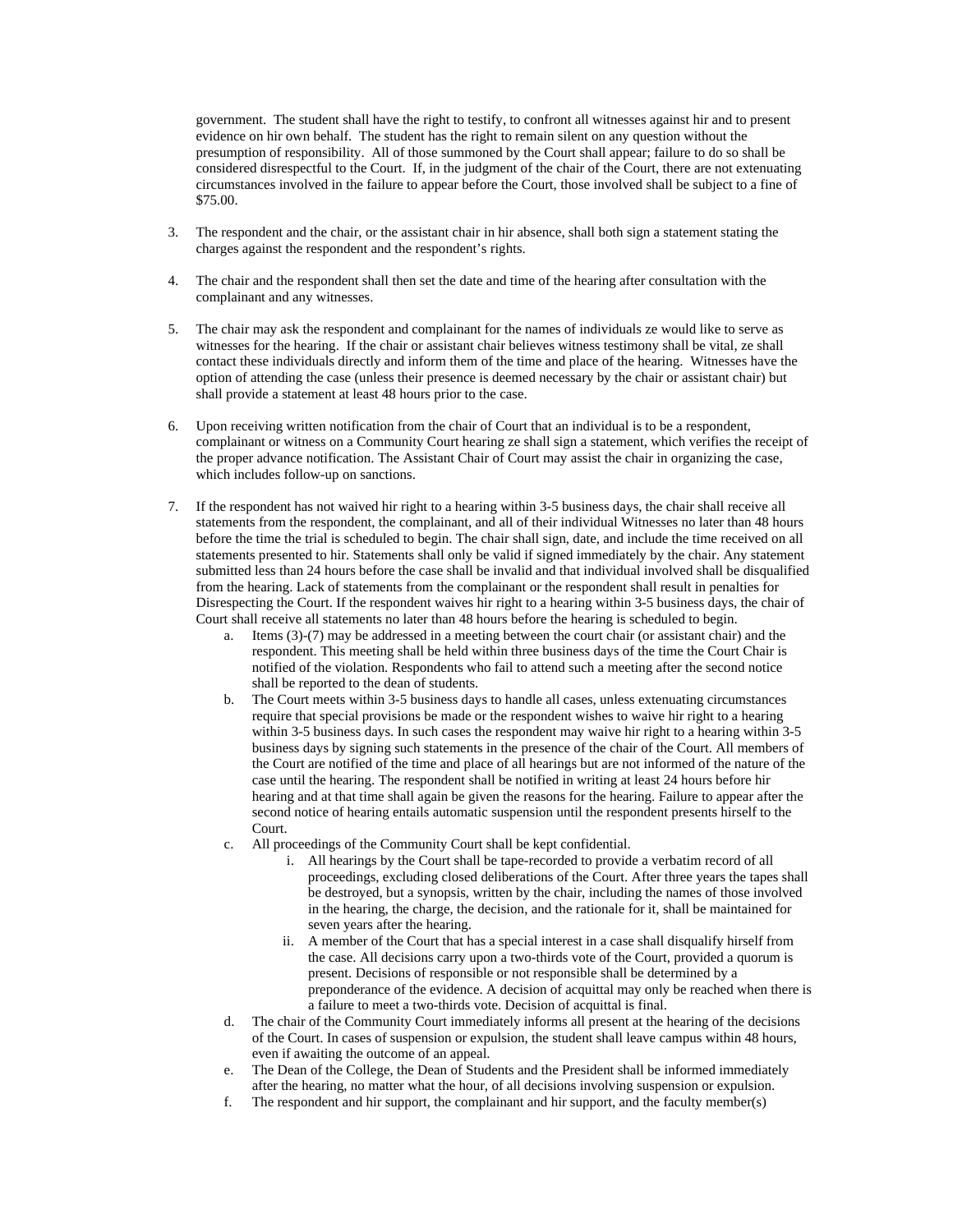government. The student shall have the right to testify, to confront all witnesses against hir and to present evidence on hir own behalf. The student has the right to remain silent on any question without the presumption of responsibility. All of those summoned by the Court shall appear; failure to do so shall be considered disrespectful to the Court. If, in the judgment of the chair of the Court, there are not extenuating circumstances involved in the failure to appear before the Court, those involved shall be subject to a fine of $75.00.

3. The respondent and the chair, or the assistant chair in hir absence, shall both sign a statement stating the charges against the respondent and the respondent's rights.

4. The chair and the respondent shall then set the date and time of the hearing after consultation with the complainant and any witnesses.

5. The chair may ask the respondent and complainant for the names of individuals ze would like to serve as witnesses for the hearing. If the chair or assistant chair believes witness testimony shall be vital, ze shall contact these individuals directly and inform them of the time and place of the hearing. Witnesses have the option of attending the case (unless their presence is deemed necessary by the chair or assistant chair) but shall provide a statement at least 48 hours prior to the case.

6. Upon receiving written notification from the chair of Court that an individual is to be a respondent, complainant or witness on a Community Court hearing ze shall sign a statement, which verifies the receipt of the proper advance notification. The Assistant Chair of Court may assist the chair in organizing the case, which includes follow-up on sanctions.

7. If the respondent has not waived hir right to a hearing within 3-5 business days, the chair shall receive all statements from the respondent, the complainant, and all of their individual Witnesses no later than 48 hours before the time the trial is scheduled to begin. The chair shall sign, date, and include the time received on all statements presented to hir. Statements shall only be valid if signed immediately by the chair. Any statement submitted less than 24 hours before the case shall be invalid and that individual involved shall be disqualified from the hearing. Lack of statements from the complainant or the respondent shall result in penalties for Disrespecting the Court. If the respondent waives hir right to a hearing within 3-5 business days, the chair of Court shall receive all statements no later than 48 hours before the hearing is scheduled to begin.
    a. Items (3)-(7) may be addressed in a meeting between the court chair (or assistant chair) and the respondent. This meeting shall be held within three business days of the time the Court Chair is notified of the violation. Respondents who fail to attend such a meeting after the second notice shall be reported to the dean of students.
    b. The Court meets within 3-5 business days to handle all cases, unless extenuating circumstances require that special provisions be made or the respondent wishes to waive hir right to a hearing within 3-5 business days. In such cases the respondent may waive hir right to a hearing within 3-5 business days by signing such statements in the presence of the chair of the Court. All members of the Court are notified of the time and place of all hearings but are not informed of the nature of the case until the hearing. The respondent shall be notified in writing at least 24 hours before hir hearing and at that time shall again be given the reasons for the hearing. Failure to appear after the second notice of hearing entails automatic suspension until the respondent presents hirself to the Court.
    c. All proceedings of the Community Court shall be kept confidential.
        i. All hearings by the Court shall be tape-recorded to provide a verbatim record of all proceedings, excluding closed deliberations of the Court. After three years the tapes shall be destroyed, but a synopsis, written by the chair, including the names of those involved in the hearing, the charge, the decision, and the rationale for it, shall be maintained for seven years after the hearing.
        ii. A member of the Court that has a special interest in a case shall disqualify hirself from the case. All decisions carry upon a two-thirds vote of the Court, provided a quorum is present. Decisions of responsible or not responsible shall be determined by a preponderance of the evidence. A decision of acquittal may only be reached when there is a failure to meet a two-thirds vote. Decision of acquittal is final.
    d. The chair of the Community Court immediately informs all present at the hearing of the decisions of the Court. In cases of suspension or expulsion, the student shall leave campus within 48 hours, even if awaiting the outcome of an appeal.
    e. The Dean of the College, the Dean of Students and the President shall be informed immediately after the hearing, no matter what the hour, of all decisions involving suspension or expulsion.
    f. The respondent and hir support, the complainant and hir support, and the faculty member(s)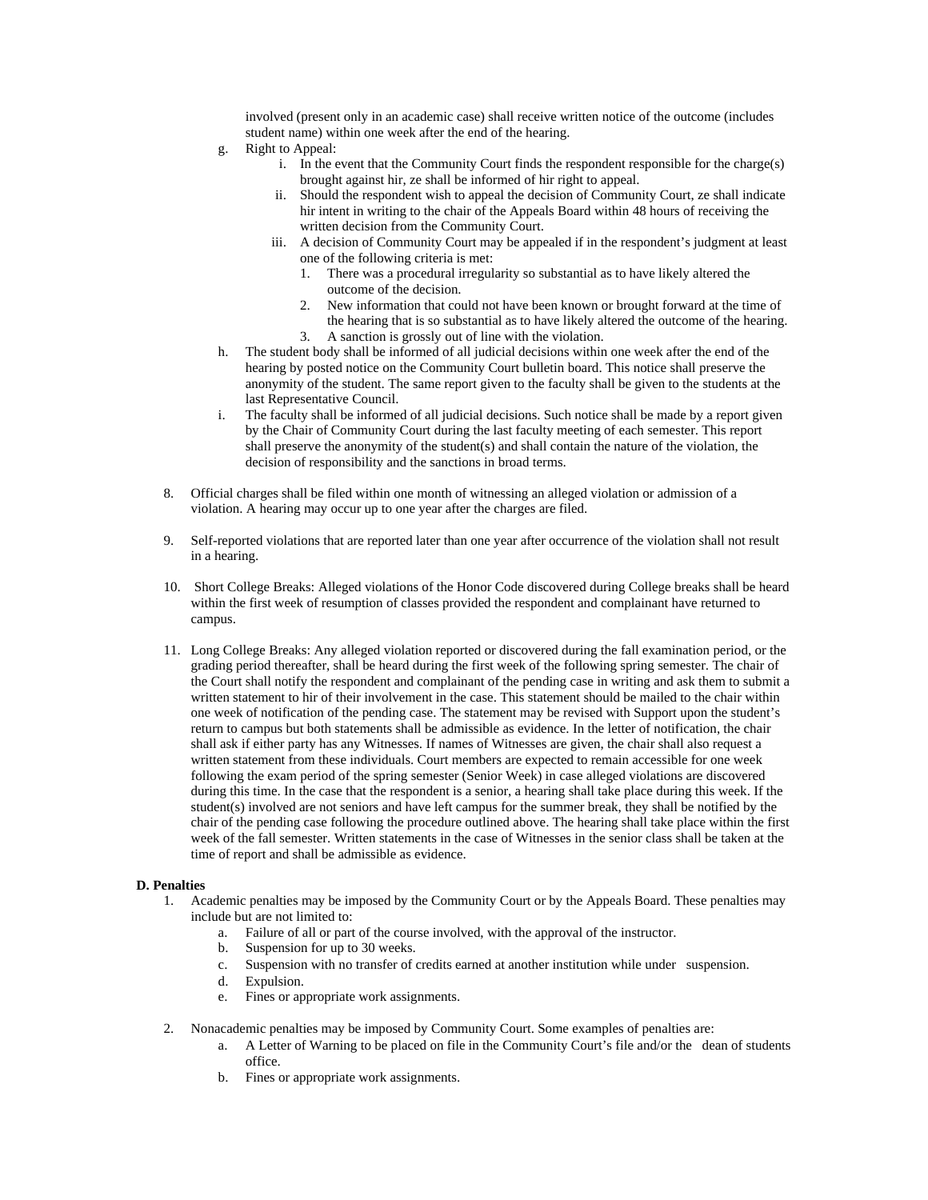involved (present only in an academic case) shall receive written notice of the outcome (includes student name) within one week after the end of the hearing.

g. Right to Appeal:
    i. In the event that the Community Court finds the respondent responsible for the charge(s) brought against hir, ze shall be informed of hir right to appeal.
    ii. Should the respondent wish to appeal the decision of Community Court, ze shall indicate hir intent in writing to the chair of the Appeals Board within 48 hours of receiving the written decision from the Community Court.
    iii. A decision of Community Court may be appealed if in the respondent's judgment at least one of the following criteria is met:
        1. There was a procedural irregularity so substantial as to have likely altered the outcome of the decision.
        2. New information that could not have been known or brought forward at the time of the hearing that is so substantial as to have likely altered the outcome of the hearing.
        3. A sanction is grossly out of line with the violation.

h. The student body shall be informed of all judicial decisions within one week after the end of the hearing by posted notice on the Community Court bulletin board. This notice shall preserve the anonymity of the student. The same report given to the faculty shall be given to the students at the last Representative Council.

i. The faculty shall be informed of all judicial decisions. Such notice shall be made by a report given by the Chair of Community Court during the last faculty meeting of each semester. This report shall preserve the anonymity of the student(s) and shall contain the nature of the violation, the decision of responsibility and the sanctions in broad terms.

8. Official charges shall be filed within one month of witnessing an alleged violation or admission of a violation. A hearing may occur up to one year after the charges are filed.

9. Self-reported violations that are reported later than one year after occurrence of the violation shall not result in a hearing.

10. Short College Breaks: Alleged violations of the Honor Code discovered during College breaks shall be heard within the first week of resumption of classes provided the respondent and complainant have returned to campus.

11. Long College Breaks: Any alleged violation reported or discovered during the fall examination period, or the grading period thereafter, shall be heard during the first week of the following spring semester. The chair of the Court shall notify the respondent and complainant of the pending case in writing and ask them to submit a written statement to hir of their involvement in the case. This statement should be mailed to the chair within one week of notification of the pending case. The statement may be revised with Support upon the student's return to campus but both statements shall be admissible as evidence. In the letter of notification, the chair shall ask if either party has any Witnesses. If names of Witnesses are given, the chair shall also request a written statement from these individuals. Court members are expected to remain accessible for one week following the exam period of the spring semester (Senior Week) in case alleged violations are discovered during this time. In the case that the respondent is a senior, a hearing shall take place during this week. If the student(s) involved are not seniors and have left campus for the summer break, they shall be notified by the chair of the pending case following the procedure outlined above. The hearing shall take place within the first week of the fall semester. Written statements in the case of Witnesses in the senior class shall be taken at the time of report and shall be admissible as evidence.

**D. Penalties**

1. Academic penalties may be imposed by the Community Court or by the Appeals Board. These penalties may include but are not limited to:
    a. Failure of all or part of the course involved, with the approval of the instructor.
    b. Suspension for up to 30 weeks.
    c. Suspension with no transfer of credits earned at another institution while under suspension.
    d. Expulsion.
    e. Fines or appropriate work assignments.

2. Nonacademic penalties may be imposed by Community Court. Some examples of penalties are:
    a. A Letter of Warning to be placed on file in the Community Court's file and/or the dean of students office.
    b. Fines or appropriate work assignments.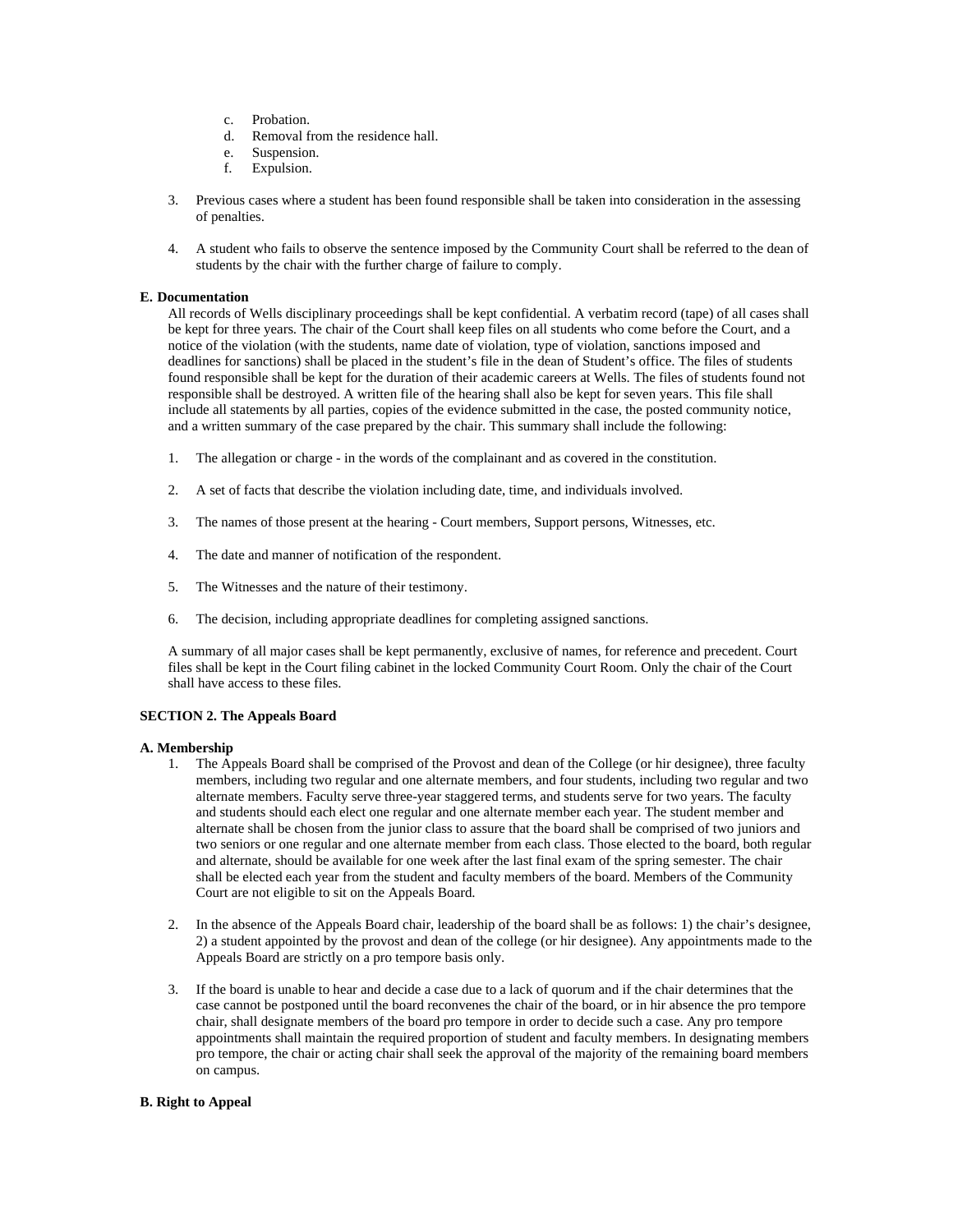c. Probation.
d. Removal from the residence hall.
e. Suspension.
f. Expulsion.

3. Previous cases where a student has been found responsible shall be taken into consideration in the assessing of penalties.

4. A student who fails to observe the sentence imposed by the Community Court shall be referred to the dean of students by the chair with the further charge of failure to comply.

**E. Documentation**

All records of Wells disciplinary proceedings shall be kept confidential. A verbatim record (tape) of all cases shall be kept for three years. The chair of the Court shall keep files on all students who come before the Court, and a notice of the violation (with the students, name date of violation, type of violation, sanctions imposed and deadlines for sanctions) shall be placed in the student's file in the dean of Student's office. The files of students found responsible shall be kept for the duration of their academic careers at Wells. The files of students found not responsible shall be destroyed. A written file of the hearing shall also be kept for seven years. This file shall include all statements by all parties, copies of the evidence submitted in the case, the posted community notice, and a written summary of the case prepared by the chair. This summary shall include the following:

1. The allegation or charge - in the words of the complainant and as covered in the constitution.

2. A set of facts that describe the violation including date, time, and individuals involved.

3. The names of those present at the hearing - Court members, Support persons, Witnesses, etc.

4. The date and manner of notification of the respondent.

5. The Witnesses and the nature of their testimony.

6. The decision, including appropriate deadlines for completing assigned sanctions.

A summary of all major cases shall be kept permanently, exclusive of names, for reference and precedent. Court files shall be kept in the Court filing cabinet in the locked Community Court Room. Only the chair of the Court shall have access to these files.

**SECTION 2. The Appeals Board**

**A. Membership**

1. The Appeals Board shall be comprised of the Provost and dean of the College (or hir designee), three faculty members, including two regular and one alternate members, and four students, including two regular and two alternate members. Faculty serve three-year staggered terms, and students serve for two years. The faculty and students should each elect one regular and one alternate member each year. The student member and alternate shall be chosen from the junior class to assure that the board shall be comprised of two juniors and two seniors or one regular and one alternate member from each class. Those elected to the board, both regular and alternate, should be available for one week after the last final exam of the spring semester. The chair shall be elected each year from the student and faculty members of the board. Members of the Community Court are not eligible to sit on the Appeals Board.

2. In the absence of the Appeals Board chair, leadership of the board shall be as follows: 1) the chair's designee, 2) a student appointed by the provost and dean of the college (or hir designee). Any appointments made to the Appeals Board are strictly on a pro tempore basis only.

3. If the board is unable to hear and decide a case due to a lack of quorum and if the chair determines that the case cannot be postponed until the board reconvenes the chair of the board, or in hir absence the pro tempore chair, shall designate members of the board pro tempore in order to decide such a case. Any pro tempore appointments shall maintain the required proportion of student and faculty members. In designating members pro tempore, the chair or acting chair shall seek the approval of the majority of the remaining board members on campus.

**B. Right to Appeal**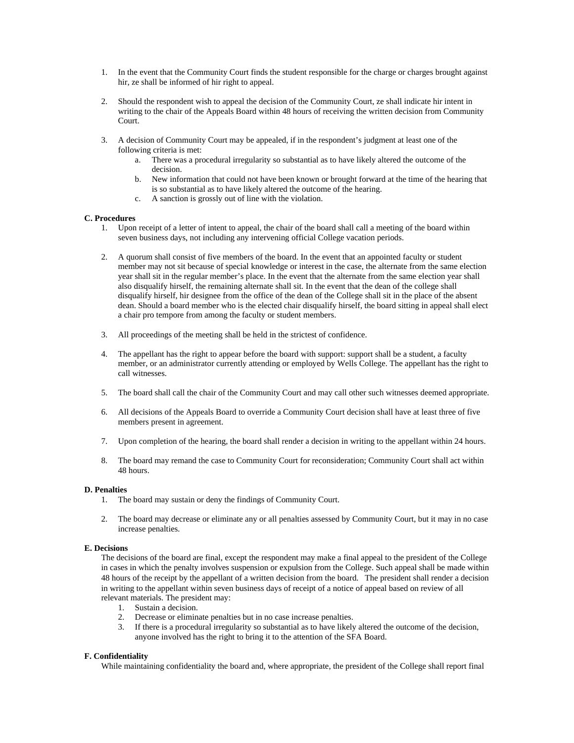1. In the event that the Community Court finds the student responsible for the charge or charges brought against hir, ze shall be informed of hir right to appeal.

2. Should the respondent wish to appeal the decision of the Community Court, ze shall indicate hir intent in writing to the chair of the Appeals Board within 48 hours of receiving the written decision from Community Court.

3. A decision of Community Court may be appealed, if in the respondent's judgment at least one of the following criteria is met:
   a. There was a procedural irregularity so substantial as to have likely altered the outcome of the decision.
   b. New information that could not have been known or brought forward at the time of the hearing that is so substantial as to have likely altered the outcome of the hearing.
   c. A sanction is grossly out of line with the violation.

**C. Procedures**

1. Upon receipt of a letter of intent to appeal, the chair of the board shall call a meeting of the board within seven business days, not including any intervening official College vacation periods.

2. A quorum shall consist of five members of the board. In the event that an appointed faculty or student member may not sit because of special knowledge or interest in the case, the alternate from the same election year shall sit in the regular member's place. In the event that the alternate from the same election year shall also disqualify hirself, the remaining alternate shall sit. In the event that the dean of the college shall disqualify hirself, hir designee from the office of the dean of the College shall sit in the place of the absent dean. Should a board member who is the elected chair disqualify hirself, the board sitting in appeal shall elect a chair pro tempore from among the faculty or student members.

3. All proceedings of the meeting shall be held in the strictest of confidence.

4. The appellant has the right to appear before the board with support: support shall be a student, a faculty member, or an administrator currently attending or employed by Wells College. The appellant has the right to call witnesses.

5. The board shall call the chair of the Community Court and may call other such witnesses deemed appropriate.

6. All decisions of the Appeals Board to override a Community Court decision shall have at least three of five members present in agreement.

7. Upon completion of the hearing, the board shall render a decision in writing to the appellant within 24 hours.

8. The board may remand the case to Community Court for reconsideration; Community Court shall act within 48 hours.

**D. Penalties**

1. The board may sustain or deny the findings of Community Court.

2. The board may decrease or eliminate any or all penalties assessed by Community Court, but it may in no case increase penalties.

**E. Decisions**

The decisions of the board are final, except the respondent may make a final appeal to the president of the College in cases in which the penalty involves suspension or expulsion from the College. Such appeal shall be made within 48 hours of the receipt by the appellant of a written decision from the board. The president shall render a decision in writing to the appellant within seven business days of receipt of a notice of appeal based on review of all relevant materials. The president may:

1. Sustain a decision.
2. Decrease or eliminate penalties but in no case increase penalties.
3. If there is a procedural irregularity so substantial as to have likely altered the outcome of the decision, anyone involved has the right to bring it to the attention of the SFA Board.

**F. Confidentiality**

While maintaining confidentiality the board and, where appropriate, the president of the College shall report final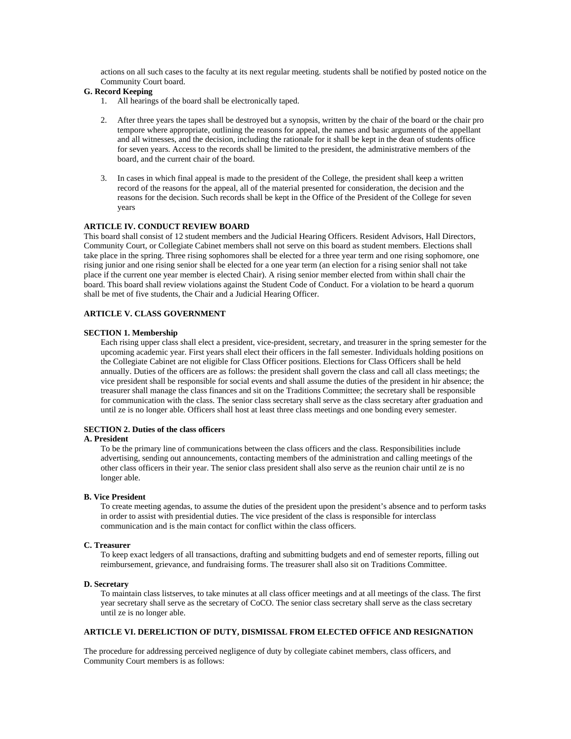actions on all such cases to the faculty at its next regular meeting. students shall be notified by posted notice on the Community Court board.

**G. Record Keeping**

1. All hearings of the board shall be electronically taped.

2. After three years the tapes shall be destroyed but a synopsis, written by the chair of the board or the chair pro tempore where appropriate, outlining the reasons for appeal, the names and basic arguments of the appellant and all witnesses, and the decision, including the rationale for it shall be kept in the dean of students office for seven years. Access to the records shall be limited to the president, the administrative members of the board, and the current chair of the board.

3. In cases in which final appeal is made to the president of the College, the president shall keep a written record of the reasons for the appeal, all of the material presented for consideration, the decision and the reasons for the decision. Such records shall be kept in the Office of the President of the College for seven years

**ARTICLE IV. CONDUCT REVIEW BOARD**

This board shall consist of 12 student members and the Judicial Hearing Officers. Resident Advisors, Hall Directors, Community Court, or Collegiate Cabinet members shall not serve on this board as student members. Elections shall take place in the spring. Three rising sophomores shall be elected for a three year term and one rising sophomore, one rising junior and one rising senior shall be elected for a one year term (an election for a rising senior shall not take place if the current one year member is elected Chair). A rising senior member elected from within shall chair the board. This board shall review violations against the Student Code of Conduct. For a violation to be heard a quorum shall be met of five students, the Chair and a Judicial Hearing Officer.

**ARTICLE V. CLASS GOVERNMENT**

**SECTION 1. Membership**

Each rising upper class shall elect a president, vice-president, secretary, and treasurer in the spring semester for the upcoming academic year. First years shall elect their officers in the fall semester. Individuals holding positions on the Collegiate Cabinet are not eligible for Class Officer positions. Elections for Class Officers shall be held annually. Duties of the officers are as follows: the president shall govern the class and call all class meetings; the vice president shall be responsible for social events and shall assume the duties of the president in hir absence; the treasurer shall manage the class finances and sit on the Traditions Committee; the secretary shall be responsible for communication with the class. The senior class secretary shall serve as the class secretary after graduation and until ze is no longer able. Officers shall host at least three class meetings and one bonding every semester.

**SECTION 2. Duties of the class officers**

**A. President**

To be the primary line of communications between the class officers and the class. Responsibilities include advertising, sending out announcements, contacting members of the administration and calling meetings of the other class officers in their year. The senior class president shall also serve as the reunion chair until ze is no longer able.

**B. Vice President**

To create meeting agendas, to assume the duties of the president upon the president's absence and to perform tasks in order to assist with presidential duties. The vice president of the class is responsible for interclass communication and is the main contact for conflict within the class officers.

**C. Treasurer**

To keep exact ledgers of all transactions, drafting and submitting budgets and end of semester reports, filling out reimbursement, grievance, and fundraising forms. The treasurer shall also sit on Traditions Committee.

**D. Secretary**

To maintain class listserves, to take minutes at all class officer meetings and at all meetings of the class. The first year secretary shall serve as the secretary of CoCO. The senior class secretary shall serve as the class secretary until ze is no longer able.

**ARTICLE VI. DERELICTION OF DUTY, DISMISSAL FROM ELECTED OFFICE AND RESIGNATION**

The procedure for addressing perceived negligence of duty by collegiate cabinet members, class officers, and Community Court members is as follows: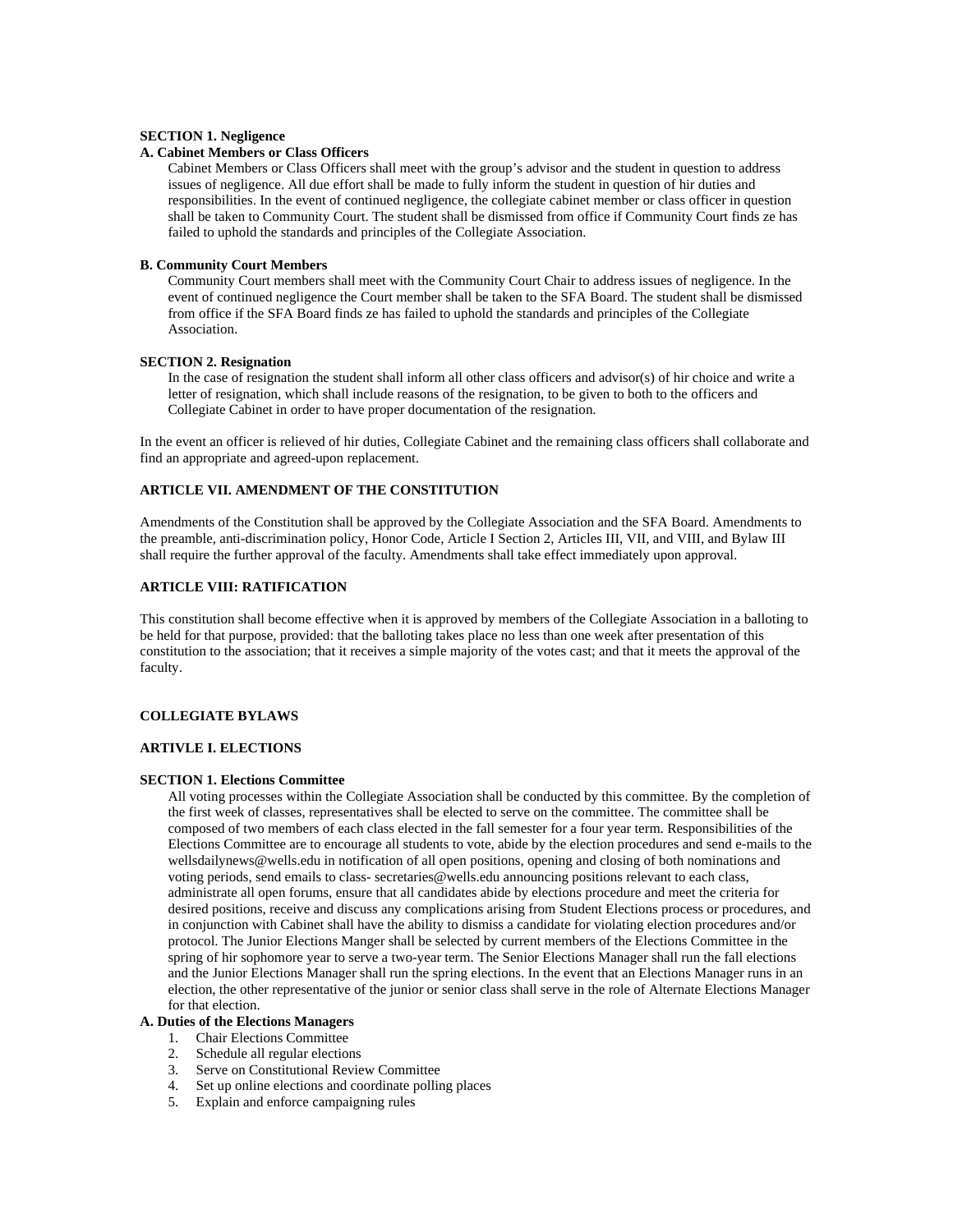**SECTION 1. Negligence**

**A. Cabinet Members or Class Officers**

Cabinet Members or Class Officers shall meet with the group's advisor and the student in question to address issues of negligence. All due effort shall be made to fully inform the student in question of hir duties and responsibilities. In the event of continued negligence, the collegiate cabinet member or class officer in question shall be taken to Community Court. The student shall be dismissed from office if Community Court finds ze has failed to uphold the standards and principles of the Collegiate Association.

**B. Community Court Members**

Community Court members shall meet with the Community Court Chair to address issues of negligence. In the event of continued negligence the Court member shall be taken to the SFA Board. The student shall be dismissed from office if the SFA Board finds ze has failed to uphold the standards and principles of the Collegiate Association.

**SECTION 2. Resignation**

In the case of resignation the student shall inform all other class officers and advisor(s) of hir choice and write a letter of resignation, which shall include reasons of the resignation, to be given to both to the officers and Collegiate Cabinet in order to have proper documentation of the resignation.

In the event an officer is relieved of hir duties, Collegiate Cabinet and the remaining class officers shall collaborate and find an appropriate and agreed-upon replacement.

**ARTICLE VII. AMENDMENT OF THE CONSTITUTION**

Amendments of the Constitution shall be approved by the Collegiate Association and the SFA Board. Amendments to the preamble, anti-discrimination policy, Honor Code, Article I Section 2, Articles III, VII, and VIII, and Bylaw III shall require the further approval of the faculty. Amendments shall take effect immediately upon approval.

**ARTICLE VIII: RATIFICATION**

This constitution shall become effective when it is approved by members of the Collegiate Association in a balloting to be held for that purpose, provided: that the balloting takes place no less than one week after presentation of this constitution to the association; that it receives a simple majority of the votes cast; and that it meets the approval of the faculty.

**COLLEGIATE BYLAWS**

**ARTIVLE I. ELECTIONS**

**SECTION 1. Elections Committee**

All voting processes within the Collegiate Association shall be conducted by this committee. By the completion of the first week of classes, representatives shall be elected to serve on the committee. The committee shall be composed of two members of each class elected in the fall semester for a four year term. Responsibilities of the Elections Committee are to encourage all students to vote, abide by the election procedures and send e-mails to the wellsdailynews@wells.edu in notification of all open positions, opening and closing of both nominations and voting periods, send emails to class- secretaries@wells.edu announcing positions relevant to each class, administrate all open forums, ensure that all candidates abide by elections procedure and meet the criteria for desired positions, receive and discuss any complications arising from Student Elections process or procedures, and in conjunction with Cabinet shall have the ability to dismiss a candidate for violating election procedures and/or protocol. The Junior Elections Manger shall be selected by current members of the Elections Committee in the spring of hir sophomore year to serve a two-year term. The Senior Elections Manager shall run the fall elections and the Junior Elections Manager shall run the spring elections. In the event that an Elections Manager runs in an election, the other representative of the junior or senior class shall serve in the role of Alternate Elections Manager for that election.

**A. Duties of the Elections Managers**

1. Chair Elections Committee
2. Schedule all regular elections
3. Serve on Constitutional Review Committee
4. Set up online elections and coordinate polling places
5. Explain and enforce campaigning rules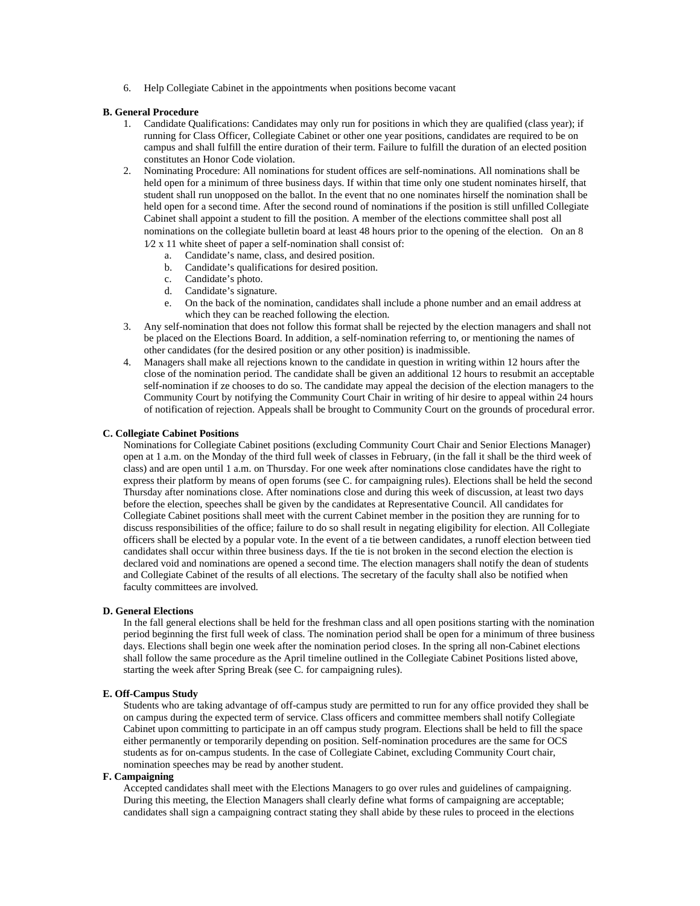6. Help Collegiate Cabinet in the appointments when positions become vacant

**B. General Procedure**

1. Candidate Qualifications: Candidates may only run for positions in which they are qualified (class year); if running for Class Officer, Collegiate Cabinet or other one year positions, candidates are required to be on campus and shall fulfill the entire duration of their term. Failure to fulfill the duration of an elected position constitutes an Honor Code violation.
2. Nominating Procedure: All nominations for student offices are self-nominations. All nominations shall be held open for a minimum of three business days. If within that time only one student nominates hirself, that student shall run unopposed on the ballot. In the event that no one nominates hirself the nomination shall be held open for a second time. After the second round of nominations if the position is still unfilled Collegiate Cabinet shall appoint a student to fill the position. A member of the elections committee shall post all nominations on the collegiate bulletin board at least 48 hours prior to the opening of the election. On an 8 1⁄2 x 11 white sheet of paper a self-nomination shall consist of:
   a. Candidate's name, class, and desired position.
   b. Candidate's qualifications for desired position.
   c. Candidate's photo.
   d. Candidate's signature.
   e. On the back of the nomination, candidates shall include a phone number and an email address at which they can be reached following the election.
3. Any self-nomination that does not follow this format shall be rejected by the election managers and shall not be placed on the Elections Board. In addition, a self-nomination referring to, or mentioning the names of other candidates (for the desired position or any other position) is inadmissible.
4. Managers shall make all rejections known to the candidate in question in writing within 12 hours after the close of the nomination period. The candidate shall be given an additional 12 hours to resubmit an acceptable self-nomination if ze chooses to do so. The candidate may appeal the decision of the election managers to the Community Court by notifying the Community Court Chair in writing of hir desire to appeal within 24 hours of notification of rejection. Appeals shall be brought to Community Court on the grounds of procedural error.

**C. Collegiate Cabinet Positions**

Nominations for Collegiate Cabinet positions (excluding Community Court Chair and Senior Elections Manager) open at 1 a.m. on the Monday of the third full week of classes in February, (in the fall it shall be the third week of class) and are open until 1 a.m. on Thursday. For one week after nominations close candidates have the right to express their platform by means of open forums (see C. for campaigning rules). Elections shall be held the second Thursday after nominations close. After nominations close and during this week of discussion, at least two days before the election, speeches shall be given by the candidates at Representative Council. All candidates for Collegiate Cabinet positions shall meet with the current Cabinet member in the position they are running for to discuss responsibilities of the office; failure to do so shall result in negating eligibility for election. All Collegiate officers shall be elected by a popular vote. In the event of a tie between candidates, a runoff election between tied candidates shall occur within three business days. If the tie is not broken in the second election the election is declared void and nominations are opened a second time. The election managers shall notify the dean of students and Collegiate Cabinet of the results of all elections. The secretary of the faculty shall also be notified when faculty committees are involved.

**D. General Elections**

In the fall general elections shall be held for the freshman class and all open positions starting with the nomination period beginning the first full week of class. The nomination period shall be open for a minimum of three business days. Elections shall begin one week after the nomination period closes. In the spring all non-Cabinet elections shall follow the same procedure as the April timeline outlined in the Collegiate Cabinet Positions listed above, starting the week after Spring Break (see C. for campaigning rules).

**E. Off-Campus Study**

Students who are taking advantage of off-campus study are permitted to run for any office provided they shall be on campus during the expected term of service. Class officers and committee members shall notify Collegiate Cabinet upon committing to participate in an off campus study program. Elections shall be held to fill the space either permanently or temporarily depending on position. Self-nomination procedures are the same for OCS students as for on-campus students. In the case of Collegiate Cabinet, excluding Community Court chair, nomination speeches may be read by another student.

**F. Campaigning**

Accepted candidates shall meet with the Elections Managers to go over rules and guidelines of campaigning. During this meeting, the Election Managers shall clearly define what forms of campaigning are acceptable; candidates shall sign a campaigning contract stating they shall abide by these rules to proceed in the elections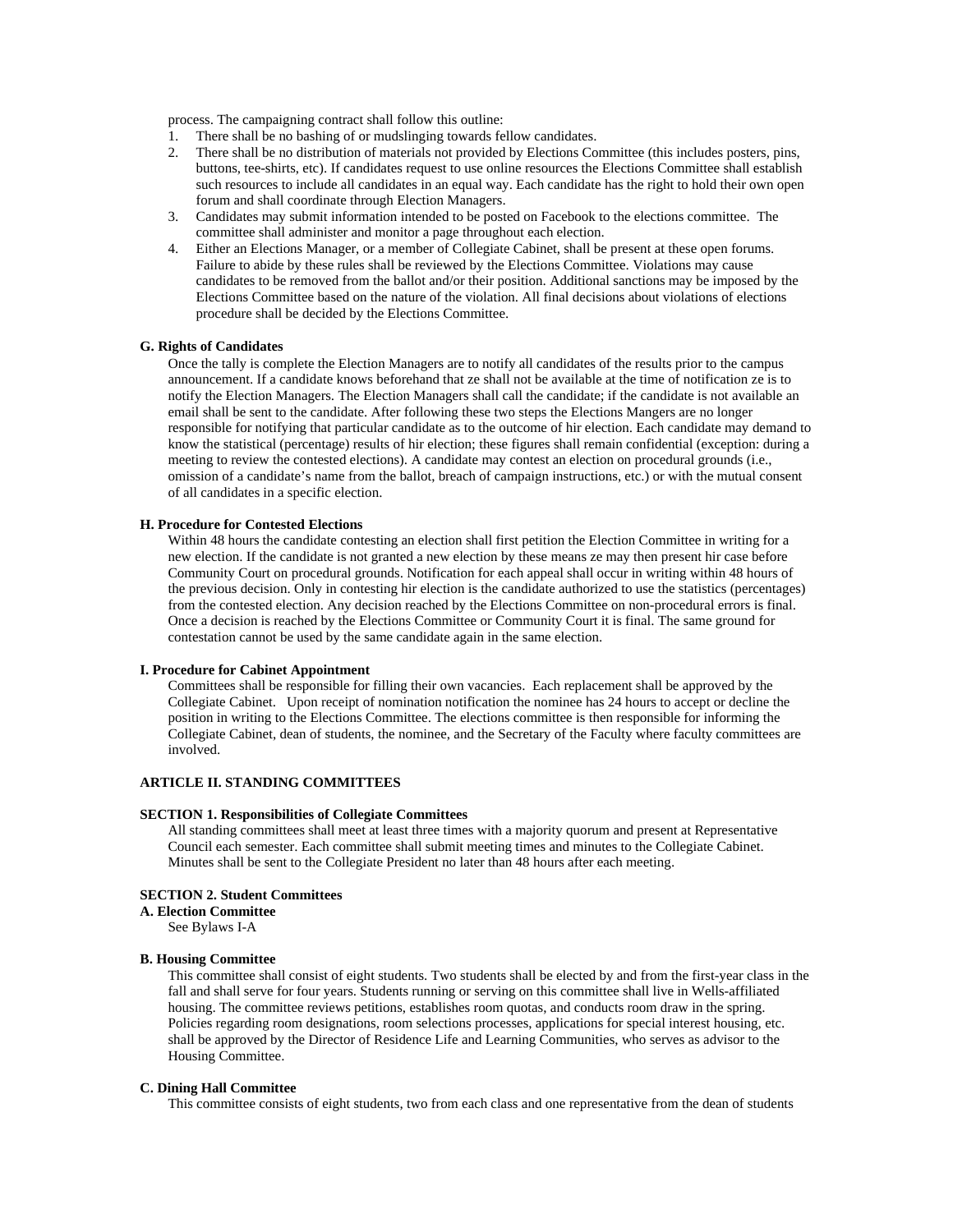process. The campaigning contract shall follow this outline:

1. There shall be no bashing of or mudslinging towards fellow candidates.
2. There shall be no distribution of materials not provided by Elections Committee (this includes posters, pins, buttons, tee-shirts, etc). If candidates request to use online resources the Elections Committee shall establish such resources to include all candidates in an equal way. Each candidate has the right to hold their own open forum and shall coordinate through Election Managers.
3. Candidates may submit information intended to be posted on Facebook to the elections committee. The committee shall administer and monitor a page throughout each election.
4. Either an Elections Manager, or a member of Collegiate Cabinet, shall be present at these open forums. Failure to abide by these rules shall be reviewed by the Elections Committee. Violations may cause candidates to be removed from the ballot and/or their position. Additional sanctions may be imposed by the Elections Committee based on the nature of the violation. All final decisions about violations of elections procedure shall be decided by the Elections Committee.

**G. Rights of Candidates**

Once the tally is complete the Election Managers are to notify all candidates of the results prior to the campus announcement. If a candidate knows beforehand that ze shall not be available at the time of notification ze is to notify the Election Managers. The Election Managers shall call the candidate; if the candidate is not available an email shall be sent to the candidate. After following these two steps the Elections Mangers are no longer responsible for notifying that particular candidate as to the outcome of hir election. Each candidate may demand to know the statistical (percentage) results of hir election; these figures shall remain confidential (exception: during a meeting to review the contested elections). A candidate may contest an election on procedural grounds (i.e., omission of a candidate's name from the ballot, breach of campaign instructions, etc.) or with the mutual consent of all candidates in a specific election.

**H. Procedure for Contested Elections**

Within 48 hours the candidate contesting an election shall first petition the Election Committee in writing for a new election. If the candidate is not granted a new election by these means ze may then present hir case before Community Court on procedural grounds. Notification for each appeal shall occur in writing within 48 hours of the previous decision. Only in contesting hir election is the candidate authorized to use the statistics (percentages) from the contested election. Any decision reached by the Elections Committee on non-procedural errors is final. Once a decision is reached by the Elections Committee or Community Court it is final. The same ground for contestation cannot be used by the same candidate again in the same election.

**I. Procedure for Cabinet Appointment**

Committees shall be responsible for filling their own vacancies. Each replacement shall be approved by the Collegiate Cabinet. Upon receipt of nomination notification the nominee has 24 hours to accept or decline the position in writing to the Elections Committee. The elections committee is then responsible for informing the Collegiate Cabinet, dean of students, the nominee, and the Secretary of the Faculty where faculty committees are involved.

## ARTICLE II. STANDING COMMITTEES

### SECTION 1. Responsibilities of Collegiate Committees

All standing committees shall meet at least three times with a majority quorum and present at Representative Council each semester. Each committee shall submit meeting times and minutes to the Collegiate Cabinet. Minutes shall be sent to the Collegiate President no later than 48 hours after each meeting.

### SECTION 2. Student Committees

**A. Election Committee**

See Bylaws I-A

**B. Housing Committee**

This committee shall consist of eight students. Two students shall be elected by and from the first-year class in the fall and shall serve for four years. Students running or serving on this committee shall live in Wells-affiliated housing. The committee reviews petitions, establishes room quotas, and conducts room draw in the spring. Policies regarding room designations, room selections processes, applications for special interest housing, etc. shall be approved by the Director of Residence Life and Learning Communities, who serves as advisor to the Housing Committee.

**C. Dining Hall Committee**

This committee consists of eight students, two from each class and one representative from the dean of students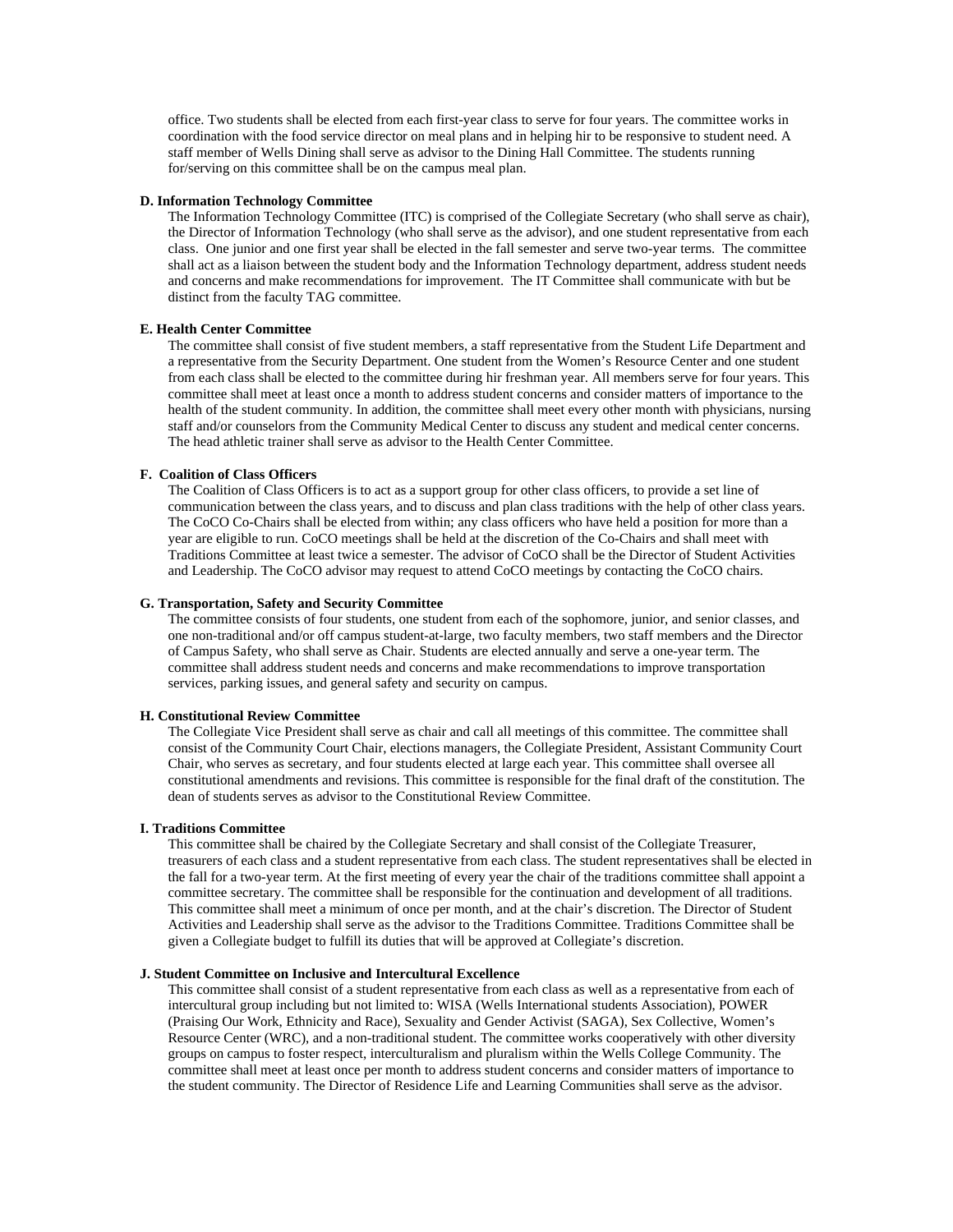office. Two students shall be elected from each first-year class to serve for four years. The committee works in coordination with the food service director on meal plans and in helping hir to be responsive to student need. A staff member of Wells Dining shall serve as advisor to the Dining Hall Committee. The students running for/serving on this committee shall be on the campus meal plan.

**D. Information Technology Committee**

The Information Technology Committee (ITC) is comprised of the Collegiate Secretary (who shall serve as chair), the Director of Information Technology (who shall serve as the advisor), and one student representative from each class. One junior and one first year shall be elected in the fall semester and serve two-year terms. The committee shall act as a liaison between the student body and the Information Technology department, address student needs and concerns and make recommendations for improvement. The IT Committee shall communicate with but be distinct from the faculty TAG committee.

**E. Health Center Committee**

The committee shall consist of five student members, a staff representative from the Student Life Department and a representative from the Security Department. One student from the Women's Resource Center and one student from each class shall be elected to the committee during hir freshman year. All members serve for four years. This committee shall meet at least once a month to address student concerns and consider matters of importance to the health of the student community. In addition, the committee shall meet every other month with physicians, nursing staff and/or counselors from the Community Medical Center to discuss any student and medical center concerns. The head athletic trainer shall serve as advisor to the Health Center Committee.

**F. Coalition of Class Officers**

The Coalition of Class Officers is to act as a support group for other class officers, to provide a set line of communication between the class years, and to discuss and plan class traditions with the help of other class years. The CoCO Co-Chairs shall be elected from within; any class officers who have held a position for more than a year are eligible to run. CoCO meetings shall be held at the discretion of the Co-Chairs and shall meet with Traditions Committee at least twice a semester. The advisor of CoCO shall be the Director of Student Activities and Leadership. The CoCO advisor may request to attend CoCO meetings by contacting the CoCO chairs.

**G. Transportation, Safety and Security Committee**

The committee consists of four students, one student from each of the sophomore, junior, and senior classes, and one non-traditional and/or off campus student-at-large, two faculty members, two staff members and the Director of Campus Safety, who shall serve as Chair. Students are elected annually and serve a one-year term. The committee shall address student needs and concerns and make recommendations to improve transportation services, parking issues, and general safety and security on campus.

**H. Constitutional Review Committee**

The Collegiate Vice President shall serve as chair and call all meetings of this committee. The committee shall consist of the Community Court Chair, elections managers, the Collegiate President, Assistant Community Court Chair, who serves as secretary, and four students elected at large each year. This committee shall oversee all constitutional amendments and revisions. This committee is responsible for the final draft of the constitution. The dean of students serves as advisor to the Constitutional Review Committee.

**I. Traditions Committee**

This committee shall be chaired by the Collegiate Secretary and shall consist of the Collegiate Treasurer, treasurers of each class and a student representative from each class. The student representatives shall be elected in the fall for a two-year term. At the first meeting of every year the chair of the traditions committee shall appoint a committee secretary. The committee shall be responsible for the continuation and development of all traditions. This committee shall meet a minimum of once per month, and at the chair's discretion. The Director of Student Activities and Leadership shall serve as the advisor to the Traditions Committee. Traditions Committee shall be given a Collegiate budget to fulfill its duties that will be approved at Collegiate's discretion.

**J. Student Committee on Inclusive and Intercultural Excellence**

This committee shall consist of a student representative from each class as well as a representative from each of intercultural group including but not limited to: WISA (Wells International students Association), POWER (Praising Our Work, Ethnicity and Race), Sexuality and Gender Activist (SAGA), Sex Collective, Women's Resource Center (WRC), and a non-traditional student. The committee works cooperatively with other diversity groups on campus to foster respect, interculturalism and pluralism within the Wells College Community. The committee shall meet at least once per month to address student concerns and consider matters of importance to the student community. The Director of Residence Life and Learning Communities shall serve as the advisor.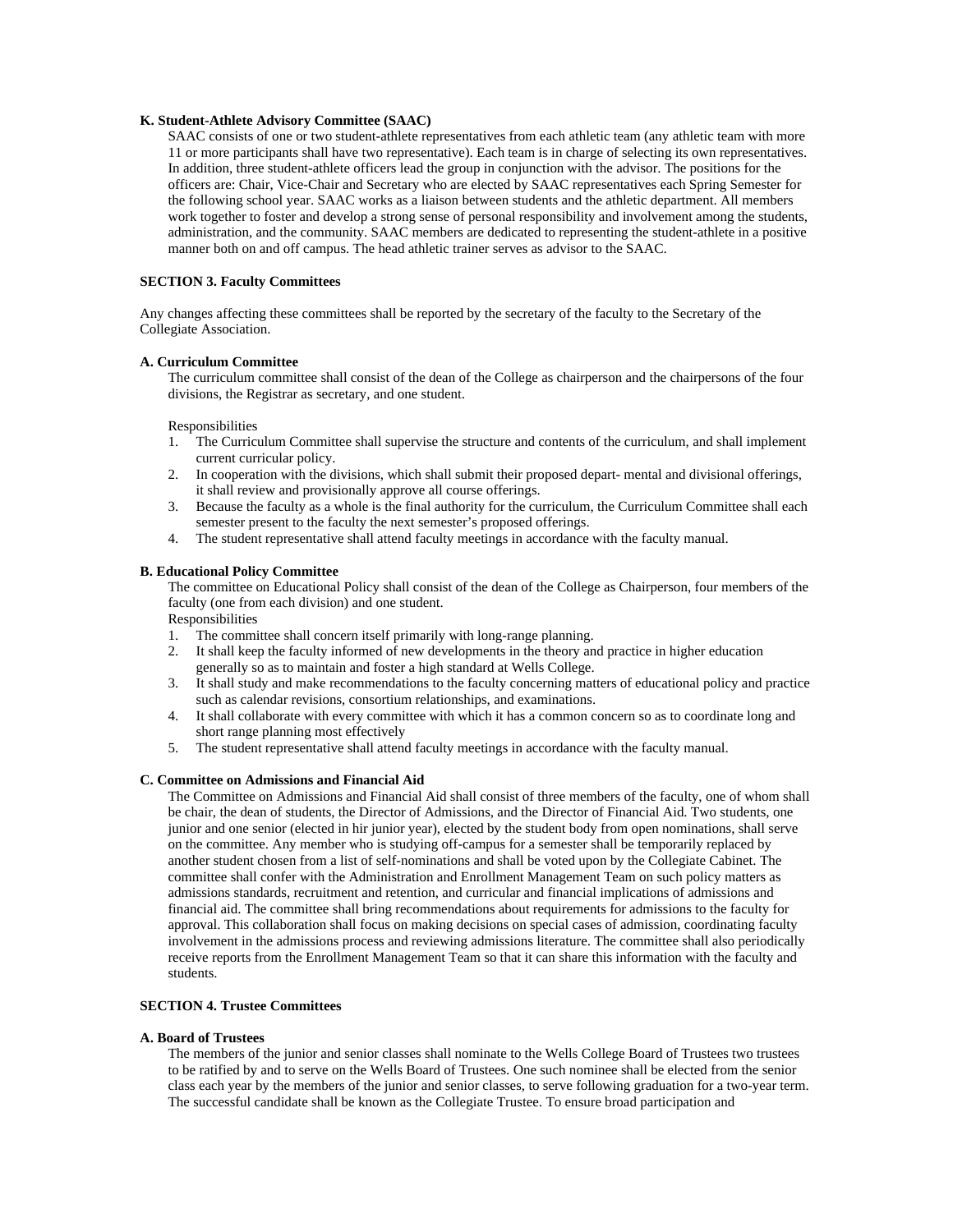**K. Student-Athlete Advisory Committee (SAAC)**

SAAC consists of one or two student-athlete representatives from each athletic team (any athletic team with more 11 or more participants shall have two representative). Each team is in charge of selecting its own representatives. In addition, three student-athlete officers lead the group in conjunction with the advisor. The positions for the officers are: Chair, Vice-Chair and Secretary who are elected by SAAC representatives each Spring Semester for the following school year. SAAC works as a liaison between students and the athletic department. All members work together to foster and develop a strong sense of personal responsibility and involvement among the students, administration, and the community. SAAC members are dedicated to representing the student-athlete in a positive manner both on and off campus. The head athletic trainer serves as advisor to the SAAC.

**SECTION 3. Faculty Committees**

Any changes affecting these committees shall be reported by the secretary of the faculty to the Secretary of the Collegiate Association.

**A. Curriculum Committee**

The curriculum committee shall consist of the dean of the College as chairperson and the chairpersons of the four divisions, the Registrar as secretary, and one student.

Responsibilities

1. The Curriculum Committee shall supervise the structure and contents of the curriculum, and shall implement current curricular policy.
2. In cooperation with the divisions, which shall submit their proposed depart- mental and divisional offerings, it shall review and provisionally approve all course offerings.
3. Because the faculty as a whole is the final authority for the curriculum, the Curriculum Committee shall each semester present to the faculty the next semester's proposed offerings.
4. The student representative shall attend faculty meetings in accordance with the faculty manual.

**B. Educational Policy Committee**

The committee on Educational Policy shall consist of the dean of the College as Chairperson, four members of the faculty (one from each division) and one student.

Responsibilities

1. The committee shall concern itself primarily with long-range planning.
2. It shall keep the faculty informed of new developments in the theory and practice in higher education generally so as to maintain and foster a high standard at Wells College.
3. It shall study and make recommendations to the faculty concerning matters of educational policy and practice such as calendar revisions, consortium relationships, and examinations.
4. It shall collaborate with every committee with which it has a common concern so as to coordinate long and short range planning most effectively
5. The student representative shall attend faculty meetings in accordance with the faculty manual.

**C. Committee on Admissions and Financial Aid**

The Committee on Admissions and Financial Aid shall consist of three members of the faculty, one of whom shall be chair, the dean of students, the Director of Admissions, and the Director of Financial Aid. Two students, one junior and one senior (elected in hir junior year), elected by the student body from open nominations, shall serve on the committee. Any member who is studying off-campus for a semester shall be temporarily replaced by another student chosen from a list of self-nominations and shall be voted upon by the Collegiate Cabinet. The committee shall confer with the Administration and Enrollment Management Team on such policy matters as admissions standards, recruitment and retention, and curricular and financial implications of admissions and financial aid. The committee shall bring recommendations about requirements for admissions to the faculty for approval. This collaboration shall focus on making decisions on special cases of admission, coordinating faculty involvement in the admissions process and reviewing admissions literature. The committee shall also periodically receive reports from the Enrollment Management Team so that it can share this information with the faculty and students.

**SECTION 4. Trustee Committees**

**A. Board of Trustees**

The members of the junior and senior classes shall nominate to the Wells College Board of Trustees two trustees to be ratified by and to serve on the Wells Board of Trustees. One such nominee shall be elected from the senior class each year by the members of the junior and senior classes, to serve following graduation for a two-year term. The successful candidate shall be known as the Collegiate Trustee. To ensure broad participation and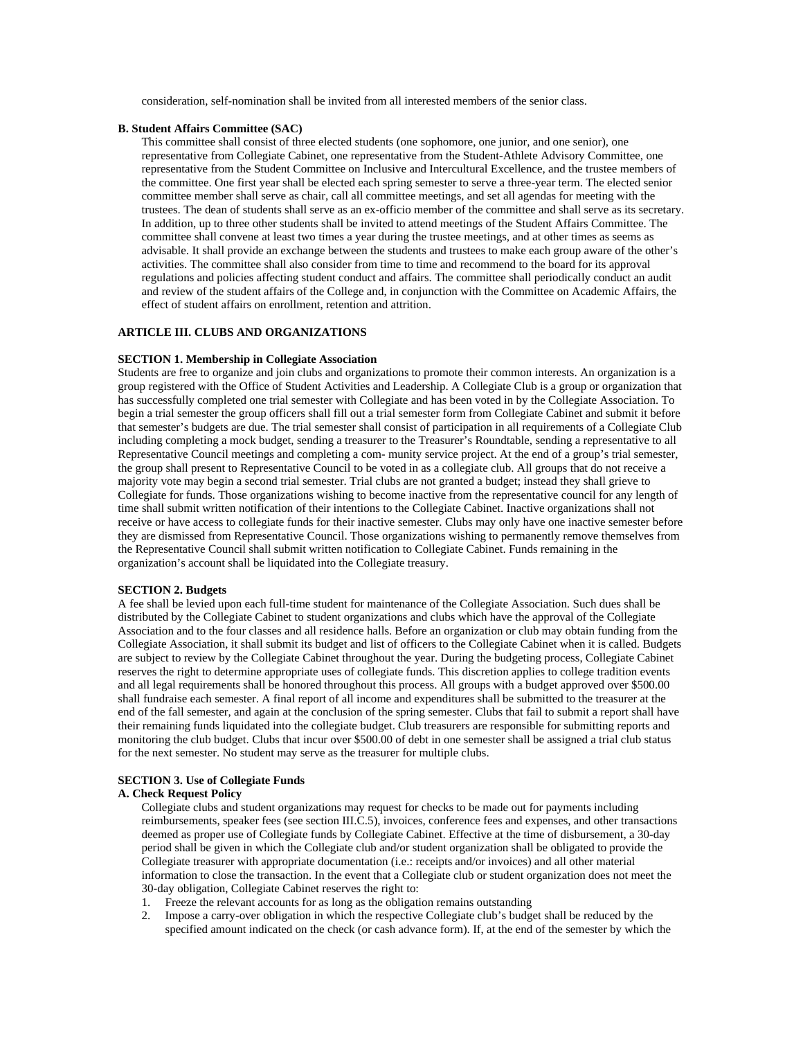consideration, self-nomination shall be invited from all interested members of the senior class.

**B. Student Affairs Committee (SAC)**

This committee shall consist of three elected students (one sophomore, one junior, and one senior), one representative from Collegiate Cabinet, one representative from the Student-Athlete Advisory Committee, one representative from the Student Committee on Inclusive and Intercultural Excellence, and the trustee members of the committee. One first year shall be elected each spring semester to serve a three-year term. The elected senior committee member shall serve as chair, call all committee meetings, and set all agendas for meeting with the trustees. The dean of students shall serve as an ex-officio member of the committee and shall serve as its secretary. In addition, up to three other students shall be invited to attend meetings of the Student Affairs Committee. The committee shall convene at least two times a year during the trustee meetings, and at other times as seems as advisable. It shall provide an exchange between the students and trustees to make each group aware of the other's activities. The committee shall also consider from time to time and recommend to the board for its approval regulations and policies affecting student conduct and affairs. The committee shall periodically conduct an audit and review of the student affairs of the College and, in conjunction with the Committee on Academic Affairs, the effect of student affairs on enrollment, retention and attrition.

## ARTICLE III. CLUBS AND ORGANIZATIONS

### SECTION 1. Membership in Collegiate Association

Students are free to organize and join clubs and organizations to promote their common interests. An organization is a group registered with the Office of Student Activities and Leadership. A Collegiate Club is a group or organization that has successfully completed one trial semester with Collegiate and has been voted in by the Collegiate Association. To begin a trial semester the group officers shall fill out a trial semester form from Collegiate Cabinet and submit it before that semester's budgets are due. The trial semester shall consist of participation in all requirements of a Collegiate Club including completing a mock budget, sending a treasurer to the Treasurer's Roundtable, sending a representative to all Representative Council meetings and completing a com- munity service project. At the end of a group's trial semester, the group shall present to Representative Council to be voted in as a collegiate club. All groups that do not receive a majority vote may begin a second trial semester. Trial clubs are not granted a budget; instead they shall grieve to Collegiate for funds. Those organizations wishing to become inactive from the representative council for any length of time shall submit written notification of their intentions to the Collegiate Cabinet. Inactive organizations shall not receive or have access to collegiate funds for their inactive semester. Clubs may only have one inactive semester before they are dismissed from Representative Council. Those organizations wishing to permanently remove themselves from the Representative Council shall submit written notification to Collegiate Cabinet. Funds remaining in the organization's account shall be liquidated into the Collegiate treasury.

### SECTION 2. Budgets

A fee shall be levied upon each full-time student for maintenance of the Collegiate Association. Such dues shall be distributed by the Collegiate Cabinet to student organizations and clubs which have the approval of the Collegiate Association and to the four classes and all residence halls. Before an organization or club may obtain funding from the Collegiate Association, it shall submit its budget and list of officers to the Collegiate Cabinet when it is called. Budgets are subject to review by the Collegiate Cabinet throughout the year. During the budgeting process, Collegiate Cabinet reserves the right to determine appropriate uses of collegiate funds. This discretion applies to college tradition events and all legal requirements shall be honored throughout this process. All groups with a budget approved over $500.00 shall fundraise each semester. A final report of all income and expenditures shall be submitted to the treasurer at the end of the fall semester, and again at the conclusion of the spring semester. Clubs that fail to submit a report shall have their remaining funds liquidated into the collegiate budget. Club treasurers are responsible for submitting reports and monitoring the club budget. Clubs that incur over $500.00 of debt in one semester shall be assigned a trial club status for the next semester. No student may serve as the treasurer for multiple clubs.

### SECTION 3. Use of Collegiate Funds

**A. Check Request Policy**

Collegiate clubs and student organizations may request for checks to be made out for payments including reimbursements, speaker fees (see section III.C.5), invoices, conference fees and expenses, and other transactions deemed as proper use of Collegiate funds by Collegiate Cabinet. Effective at the time of disbursement, a 30-day period shall be given in which the Collegiate club and/or student organization shall be obligated to provide the Collegiate treasurer with appropriate documentation (i.e.: receipts and/or invoices) and all other material information to close the transaction. In the event that a Collegiate club or student organization does not meet the 30-day obligation, Collegiate Cabinet reserves the right to:

1. Freeze the relevant accounts for as long as the obligation remains outstanding
2. Impose a carry-over obligation in which the respective Collegiate club's budget shall be reduced by the specified amount indicated on the check (or cash advance form). If, at the end of the semester by which the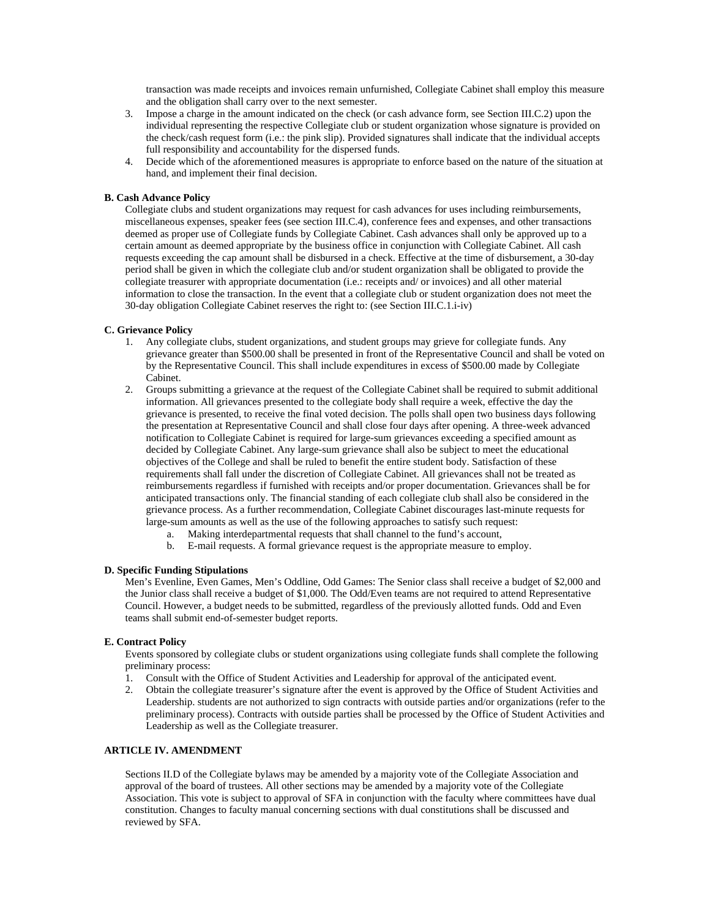transaction was made receipts and invoices remain unfurnished, Collegiate Cabinet shall employ this measure and the obligation shall carry over to the next semester.

3. Impose a charge in the amount indicated on the check (or cash advance form, see Section III.C.2) upon the individual representing the respective Collegiate club or student organization whose signature is provided on the check/cash request form (i.e.: the pink slip). Provided signatures shall indicate that the individual accepts full responsibility and accountability for the dispersed funds.
4. Decide which of the aforementioned measures is appropriate to enforce based on the nature of the situation at hand, and implement their final decision.

**B. Cash Advance Policy**

Collegiate clubs and student organizations may request for cash advances for uses including reimbursements, miscellaneous expenses, speaker fees (see section III.C.4), conference fees and expenses, and other transactions deemed as proper use of Collegiate funds by Collegiate Cabinet. Cash advances shall only be approved up to a certain amount as deemed appropriate by the business office in conjunction with Collegiate Cabinet. All cash requests exceeding the cap amount shall be disbursed in a check. Effective at the time of disbursement, a 30-day period shall be given in which the collegiate club and/or student organization shall be obligated to provide the collegiate treasurer with appropriate documentation (i.e.: receipts and/ or invoices) and all other material information to close the transaction. In the event that a collegiate club or student organization does not meet the 30-day obligation Collegiate Cabinet reserves the right to: (see Section III.C.1.i-iv)

**C. Grievance Policy**

1. Any collegiate clubs, student organizations, and student groups may grieve for collegiate funds. Any grievance greater than $500.00 shall be presented in front of the Representative Council and shall be voted on by the Representative Council. This shall include expenditures in excess of $500.00 made by Collegiate Cabinet.
2. Groups submitting a grievance at the request of the Collegiate Cabinet shall be required to submit additional information. All grievances presented to the collegiate body shall require a week, effective the day the grievance is presented, to receive the final voted decision. The polls shall open two business days following the presentation at Representative Council and shall close four days after opening. A three-week advanced notification to Collegiate Cabinet is required for large-sum grievances exceeding a specified amount as decided by Collegiate Cabinet. Any large-sum grievance shall also be subject to meet the educational objectives of the College and shall be ruled to benefit the entire student body. Satisfaction of these requirements shall fall under the discretion of Collegiate Cabinet. All grievances shall not be treated as reimbursements regardless if furnished with receipts and/or proper documentation. Grievances shall be for anticipated transactions only. The financial standing of each collegiate club shall also be considered in the grievance process. As a further recommendation, Collegiate Cabinet discourages last-minute requests for large-sum amounts as well as the use of the following approaches to satisfy such request:
   a. Making interdepartmental requests that shall channel to the fund's account,
   b. E-mail requests. A formal grievance request is the appropriate measure to employ.

**D. Specific Funding Stipulations**

Men's Evenline, Even Games, Men's Oddline, Odd Games: The Senior class shall receive a budget of $2,000 and the Junior class shall receive a budget of $1,000. The Odd/Even teams are not required to attend Representative Council. However, a budget needs to be submitted, regardless of the previously allotted funds. Odd and Even teams shall submit end-of-semester budget reports.

**E. Contract Policy**

Events sponsored by collegiate clubs or student organizations using collegiate funds shall complete the following preliminary process:

1. Consult with the Office of Student Activities and Leadership for approval of the anticipated event.
2. Obtain the collegiate treasurer's signature after the event is approved by the Office of Student Activities and Leadership. students are not authorized to sign contracts with outside parties and/or organizations (refer to the preliminary process). Contracts with outside parties shall be processed by the Office of Student Activities and Leadership as well as the Collegiate treasurer.

## ARTICLE IV. AMENDMENT

Sections II.D of the Collegiate bylaws may be amended by a majority vote of the Collegiate Association and approval of the board of trustees. All other sections may be amended by a majority vote of the Collegiate Association. This vote is subject to approval of SFA in conjunction with the faculty where committees have dual constitution. Changes to faculty manual concerning sections with dual constitutions shall be discussed and reviewed by SFA.